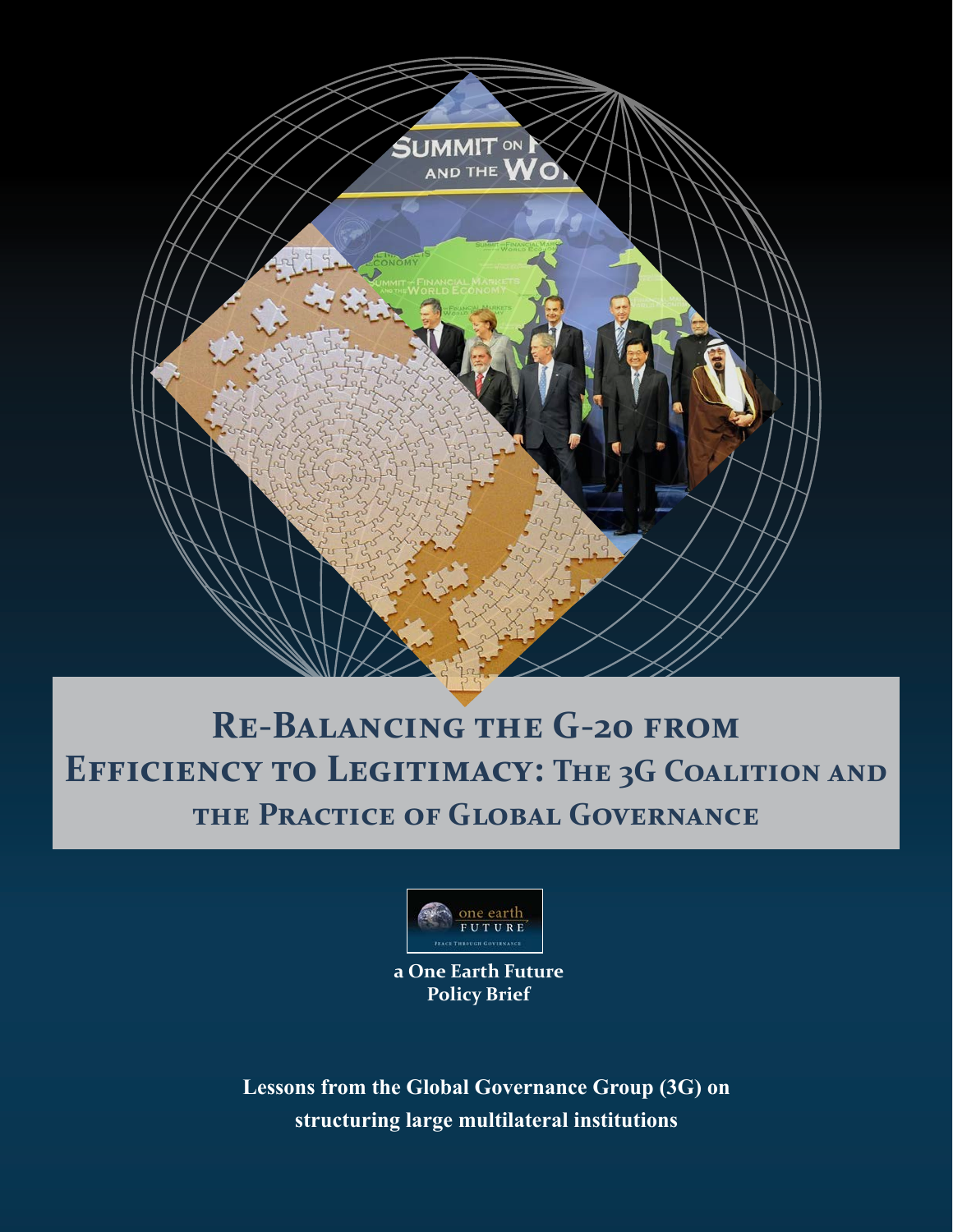# Re-Balancing the G-20 from Efficiency to Legitimacy: The 3G Coalition and the Practice of Global Governance

**a One Earth Future Policy Brief**

**Lessons from the Global Governance Group (3G) on structuring large multilateral institutions**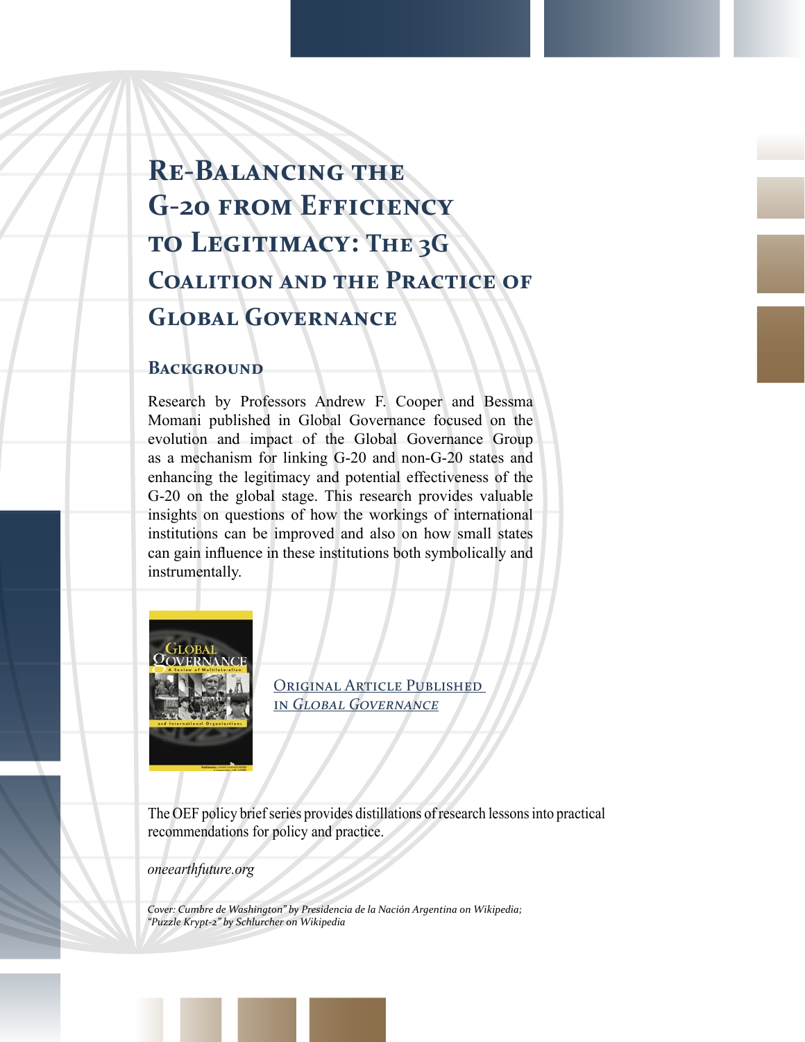# Re-Balancing the G-20 from Efficiency to Legitimacy: The 3G Coalition and the Practice of Global Governance

## Background

Research by Professors Andrew F. Cooper and Bessma Momani published in Global Governance focused on the evolution and impact of the Global Governance Group as a mechanism for linking G-20 and non-G-20 states and enhancing the legitimacy and potential effectiveness of the G-20 on the global stage. This research provides valuable insights on questions of how the workings of international institutions can be improved and also on how small states can gain influence in these institutions both symbolically and instrumentally.

Original Article Published in *Global Governance*

The OEF policy brief series provides distillations of research lessons into practical recommendations for policy and practice.

*oneearthfuture.org*

*Cover: Cumbre de Washington" by Presidencia de la Nación Argentina on Wikipedia; "Puzzle Krypt-2" by Schlurcher on Wikipedia*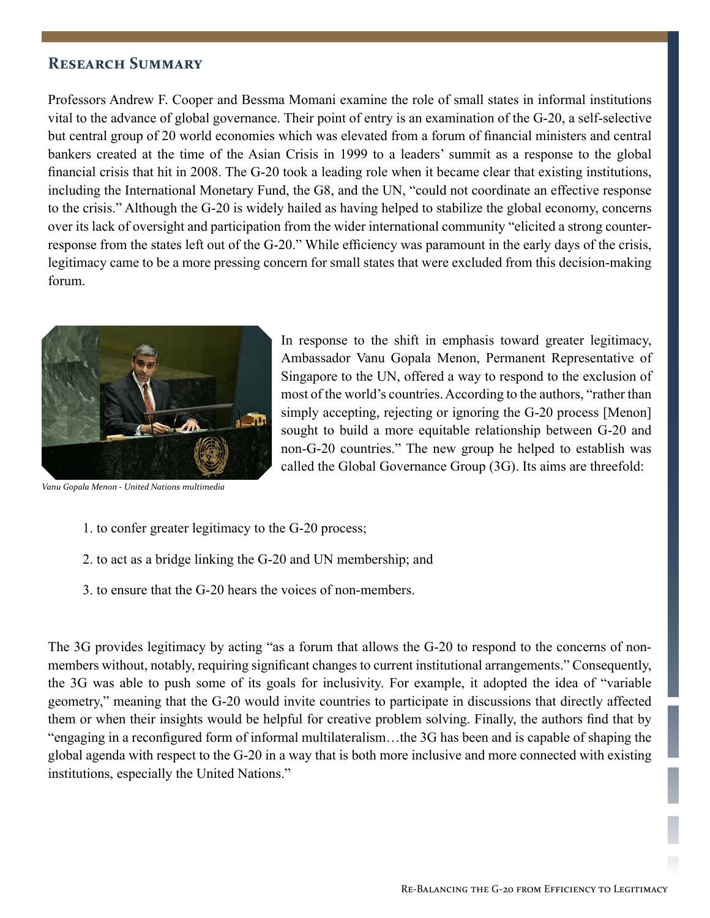## Research Summary

Professors Andrew F. Cooper and Bessma Momani examine the role of small states in informal institutions vital to the advance of global governance. Their point of entry is an examination of the G-20, a self-selective but central group of 20 world economies which was elevated from a forum of financial ministers and central bankers created at the time of the Asian Crisis in 1999 to a leaders' summit as a response to the global financial crisis that hit in 2008. The G-20 took a leading role when it became clear that existing institutions, including the International Monetary Fund, the G8, and the UN, "could not coordinate an effective response to the crisis." Although the G-20 is widely hailed as having helped to stabilize the global economy, concerns over its lack of oversight and participation from the wider international community "elicited a strong counter-response from the states left out of the G-20." While efficiency was paramount in the early days of the crisis, legitimacy came to be a more pressing concern for small states that were excluded from this decision-making forum.

*Vanu Gopala Menon - United Nations multimedia*

In response to the shift in emphasis toward greater legitimacy, Ambassador Vanu Gopala Menon, Permanent Representative of Singapore to the UN, offered a way to respond to the exclusion of most of the world's countries. According to the authors, "rather than simply accepting, rejecting or ignoring the G-20 process [Menon] sought to build a more equitable relationship between G-20 and non-G-20 countries." The new group he helped to establish was called the Global Governance Group (3G). Its aims are threefold:

1. to confer greater legitimacy to the G-20 process;
2. to act as a bridge linking the G-20 and UN membership; and
3. to ensure that the G-20 hears the voices of non-members.

The 3G provides legitimacy by acting "as a forum that allows the G-20 to respond to the concerns of non-members without, notably, requiring significant changes to current institutional arrangements." Consequently, the 3G was able to push some of its goals for inclusivity. For example, it adopted the idea of "variable geometry," meaning that the G-20 would invite countries to participate in discussions that directly affected them or when their insights would be helpful for creative problem solving. Finally, the authors find that by "engaging in a reconfigured form of informal multilateralism…the 3G has been and is capable of shaping the global agenda with respect to the G-20 in a way that is both more inclusive and more connected with existing institutions, especially the United Nations."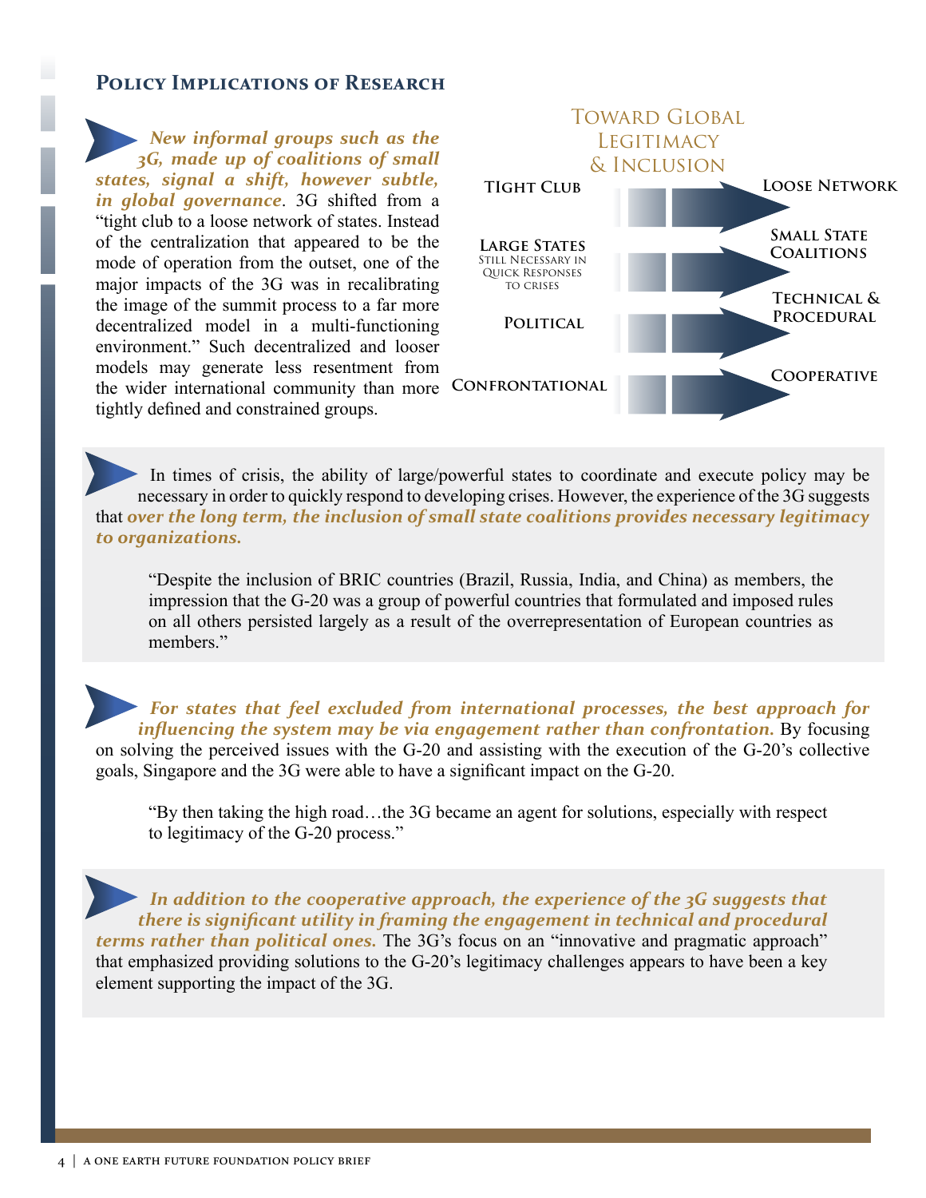## Policy Implications of Research

***New informal groups such as the 3G, made up of coalitions of small states, signal a shift, however subtle, in global governance***. 3G shifted from a "tight club to a loose network of states. Instead of the centralization that appeared to be the mode of operation from the outset, one of the major impacts of the 3G was in recalibrating the image of the summit process to a far more decentralized model in a multi-functioning environment." Such decentralized and looser models may generate less resentment from the wider international community than more tightly defined and constrained groups.

**Toward Global Legitimacy & Inclusion**

| From | | To |
|---|---|---|
| Tight Club | → | Loose Network |
| Large States (Still Necessary in Quick Responses to Crises) | → | Small State Coalitions |
| Political | → | Technical & Procedural |
| Confrontational | → | Cooperative |

In times of crisis, the ability of large/powerful states to coordinate and execute policy may be necessary in order to quickly respond to developing crises. However, the experience of the 3G suggests that ***over the long term, the inclusion of small state coalitions provides necessary legitimacy to organizations.***

> "Despite the inclusion of BRIC countries (Brazil, Russia, India, and China) as members, the impression that the G-20 was a group of powerful countries that formulated and imposed rules on all others persisted largely as a result of the overrepresentation of European countries as members."

***For states that feel excluded from international processes, the best approach for influencing the system may be via engagement rather than confrontation.*** By focusing on solving the perceived issues with the G-20 and assisting with the execution of the G-20's collective goals, Singapore and the 3G were able to have a significant impact on the G-20.

> "By then taking the high road…the 3G became an agent for solutions, especially with respect to legitimacy of the G-20 process."

***In addition to the cooperative approach, the experience of the 3G suggests that there is significant utility in framing the engagement in technical and procedural terms rather than political ones.*** The 3G's focus on an "innovative and pragmatic approach" that emphasized providing solutions to the G-20's legitimacy challenges appears to have been a key element supporting the impact of the 3G.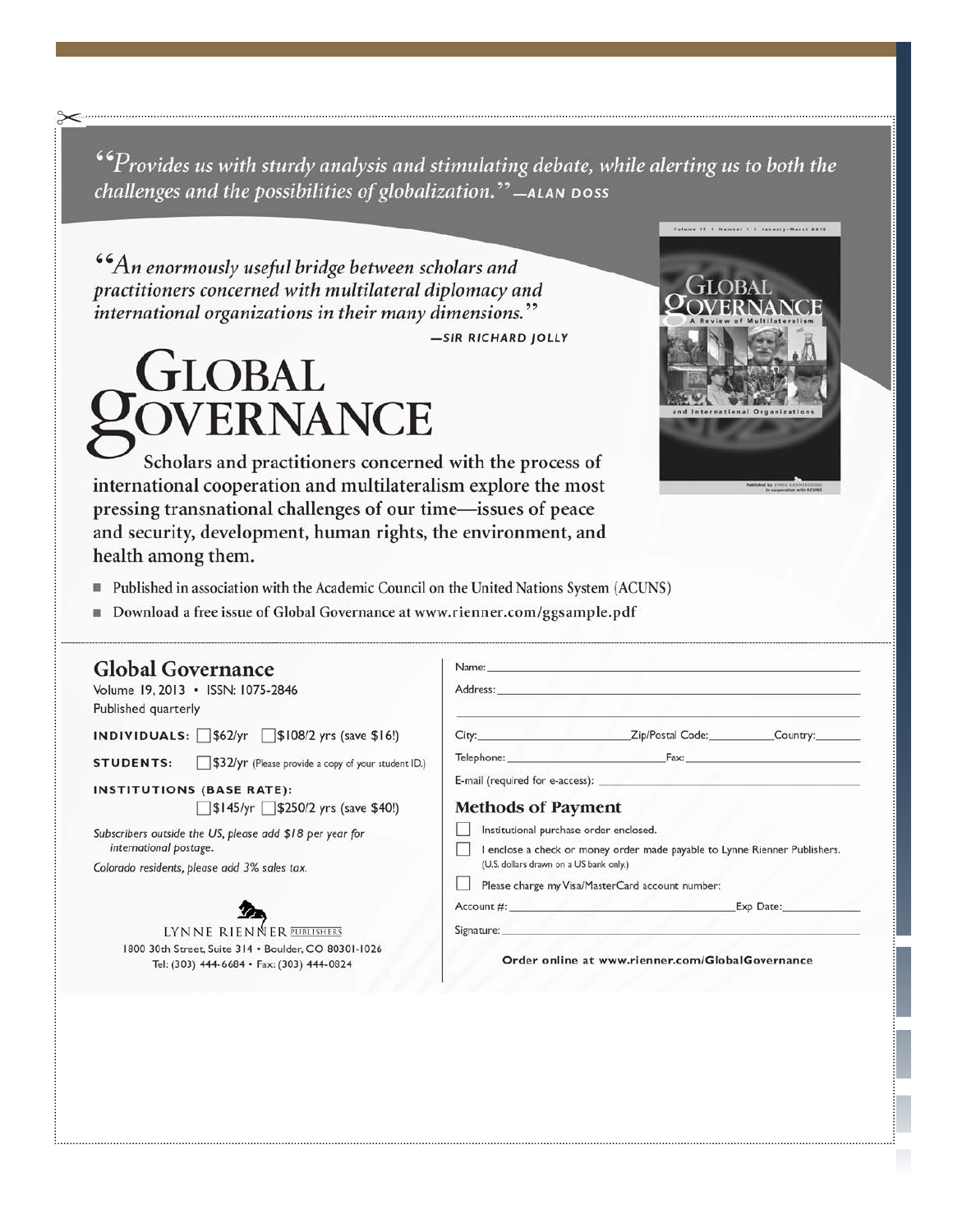*"Provides us with sturdy analysis and stimulating debate, while alerting us to both the challenges and the possibilities of globalization."* —ALAN DOSS

*"An enormously useful bridge between scholars and practitioners concerned with multilateral diplomacy and international organizations in their many dimensions."*

—SIR RICHARD JOLLY

# GLOBAL GOVERNANCE

Scholars and practitioners concerned with the process of international cooperation and multilateralism explore the most pressing transnational challenges of our time—issues of peace and security, development, human rights, the environment, and health among them.

- Published in association with the Academic Council on the United Nations System (ACUNS)
- Download a free issue of Global Governance at www.rienner.com/ggsample.pdf

## Global Governance

Volume 19, 2013 • ISSN: 1075-2846
Published quarterly

**INDIVIDUALS:** ☐ $62/yr ☐ $108/2 yrs (save $16!)

**STUDENTS:** ☐ $32/yr (Please provide a copy of your student ID.)

**INSTITUTIONS (BASE RATE):** ☐ $145/yr ☐ $250/2 yrs (save $40!)

*Subscribers outside the US, please add $18 per year for international postage.*

*Colorado residents, please add 3% sales tax.*

LYNNE RIENNER PUBLISHERS
1800 30th Street, Suite 314 • Boulder, CO 80301-1026
Tel: (303) 444-6684 • Fax: (303) 444-0824

Name:

Address:

City: Zip/Postal Code: Country:

Telephone: Fax:

E-mail (required for e-access):

### Methods of Payment

☐ Institutional purchase order enclosed.

☐ I enclose a check or money order made payable to Lynne Rienner Publishers. (U.S. dollars drawn on a US bank only.)

☐ Please charge my Visa/MasterCard account number:

Account #: Exp Date:

Signature:

**Order online at www.rienner.com/GlobalGovernance**